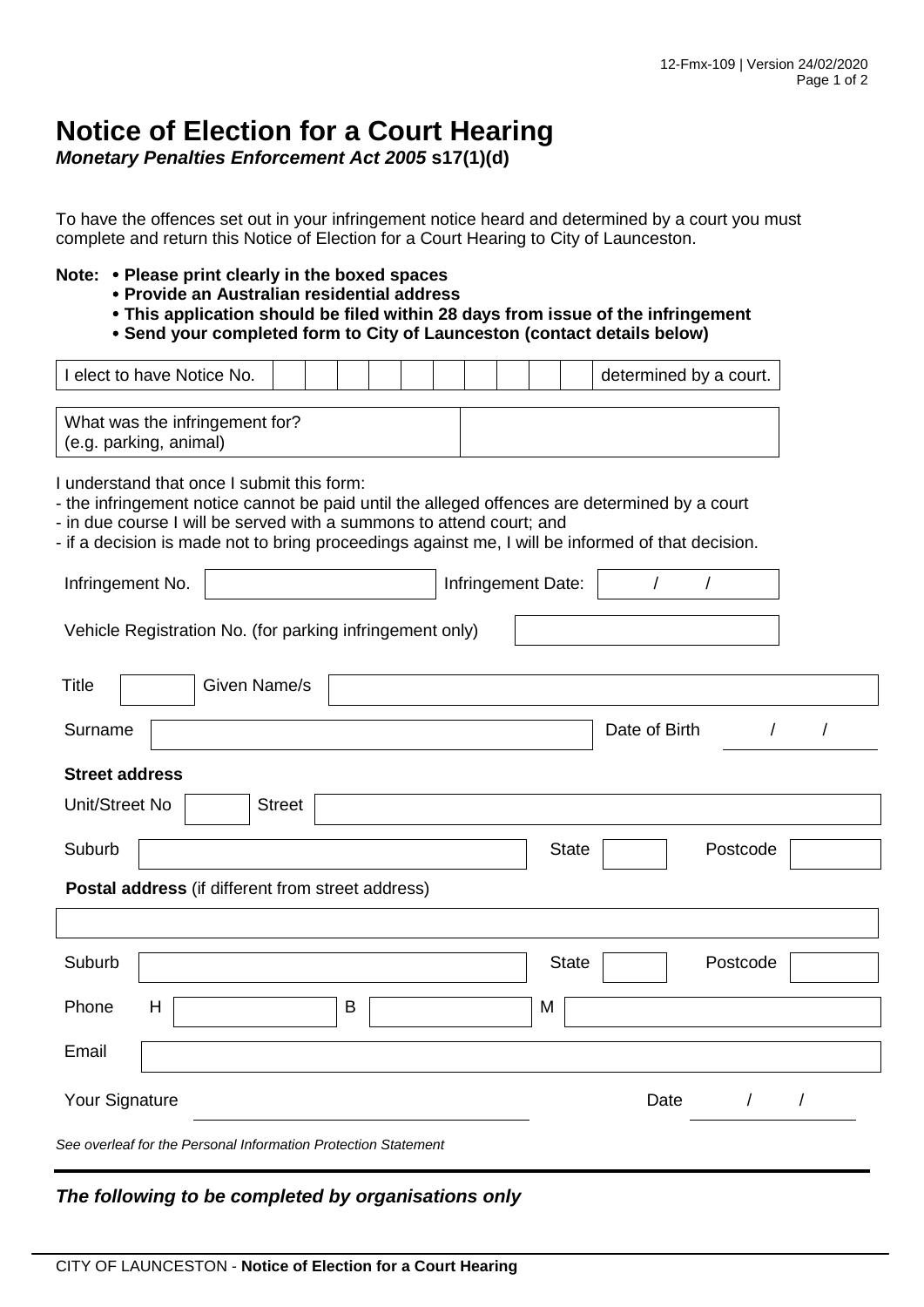# Notice of Election for a Court Hearing

***Monetary Penalties Enforcement Act 2005* s17(1)(d)**

To have the offences set out in your infringement notice heard and determined by a court you must complete and return this Notice of Election for a Court Hearing to City of Launceston.

**Note:**
- **Please print clearly in the boxed spaces**
- **Provide an Australian residential address**
- **This application should be filed within 28 days from issue of the infringement**
- **Send your completed form to City of Launceston (contact details below)**

| I elect to have Notice No. | | | | | | | | | | | | determined by a court. |
|---|---|---|---|---|---|---|---|---|---|---|---|---|

| What was the infringement for? (e.g. parking, animal) | |
|---|---|

I understand that once I submit this form:
- the infringement notice cannot be paid until the alleged offences are determined by a court
- in due course I will be served with a summons to attend court; and
- if a decision is made not to bring proceedings against me, I will be informed of that decision.

Infringement No. ________________ Infringement Date: ___ / ___ / ___

Vehicle Registration No. (for parking infringement only) ________________

Title ______ Given Name/s ________________________________

Surname ________________________________ Date of Birth ___ / ___ / ___

**Street address**

Unit/Street No ______ Street ________________________________

Suburb ________________________ State ______ Postcode ______

**Postal address** (if different from street address)

________________________________________________

Suburb ________________________ State ______ Postcode ______

Phone H ____________ B ____________ M ____________

Email ________________________________________________

Your Signature ________________________ Date ___ / ___ / ___

*See overleaf for the Personal Information Protection Statement*

---

***The following to be completed by organisations only***

CITY OF LAUNCESTON - **Notice of Election for a Court Hearing**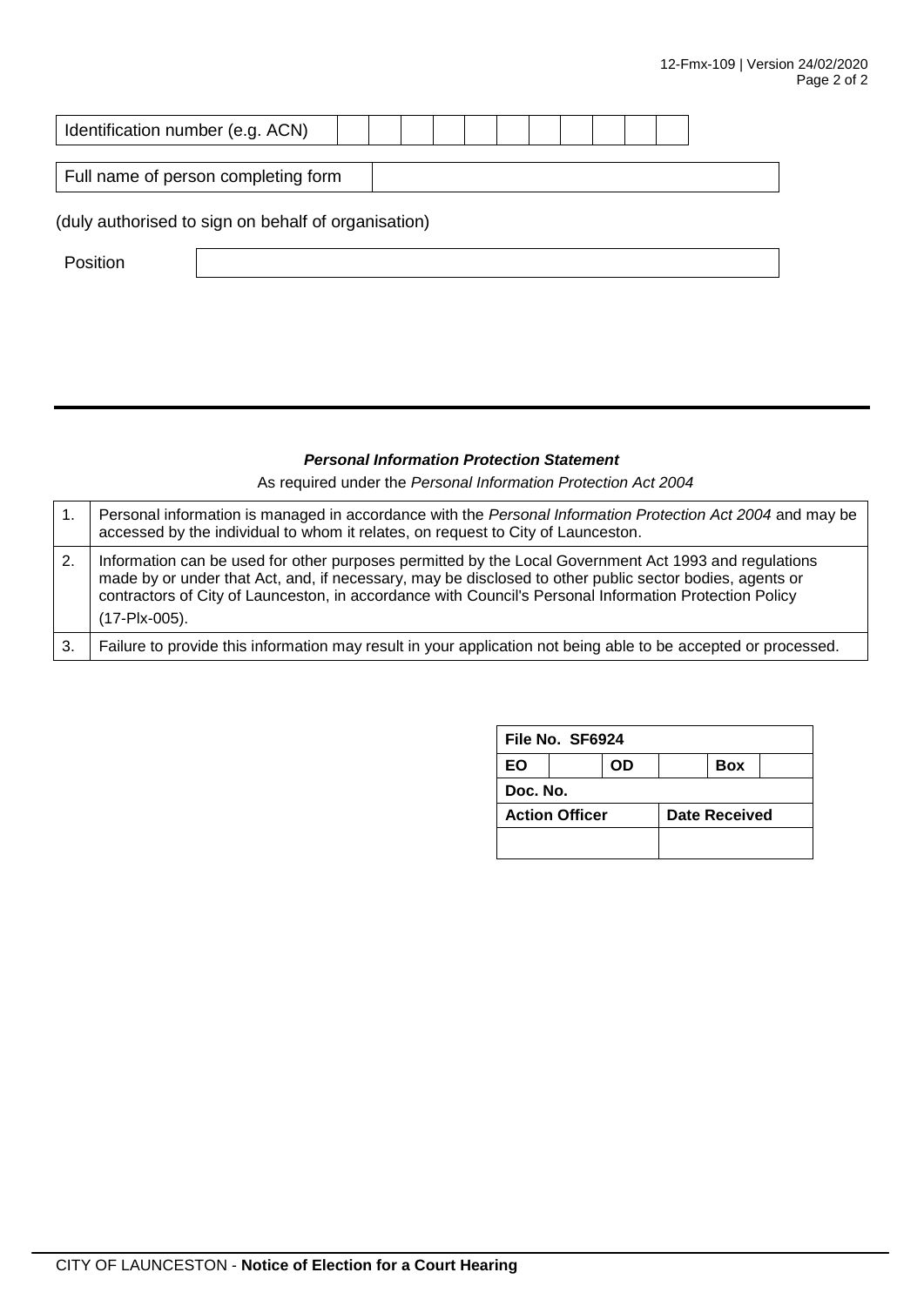| Identification number (e.g. ACN) | | | | | | | | | | | |
|---|---|---|---|---|---|---|---|---|---|---|---|

| Full name of person completing form | |
|---|---|

(duly authorised to sign on behalf of organisation)

| Position | |
|---|---|

---

***Personal Information Protection Statement***

As required under the *Personal Information Protection Act 2004*

| | |
|---|---|
| 1. | Personal information is managed in accordance with the *Personal Information Protection Act 2004* and may be accessed by the individual to whom it relates, on request to City of Launceston. |
| 2. | Information can be used for other purposes permitted by the Local Government Act 1993 and regulations made by or under that Act, and, if necessary, may be disclosed to other public sector bodies, agents or contractors of City of Launceston, in accordance with Council's Personal Information Protection Policy (17-Plx-005). |
| 3. | Failure to provide this information may result in your application not being able to be accepted or processed. |

| **File No. SF6924** | | | | | |
|---|---|---|---|---|---|
| **EO** | | **OD** | | **Box** | |
| **Doc. No.** | | | | | |
| **Action Officer** | | | **Date Received** | | |
| | | | | | |

CITY OF LAUNCESTON - **Notice of Election for a Court Hearing**